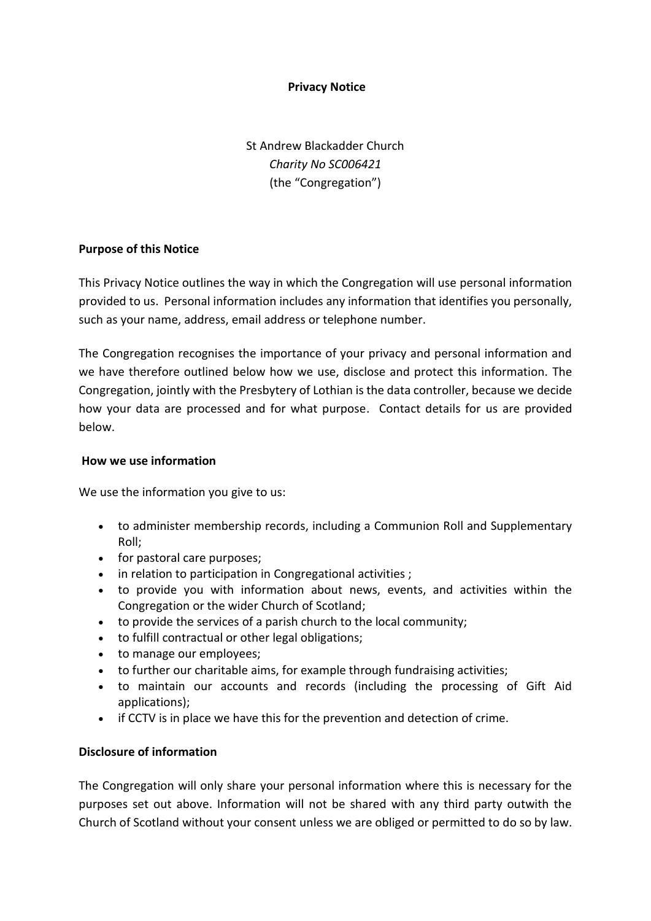**Privacy Notice**

St Andrew Blackadder Church
*Charity No SC006421*
(the "Congregation")

**Purpose of this Notice**

This Privacy Notice outlines the way in which the Congregation will use personal information provided to us. Personal information includes any information that identifies you personally, such as your name, address, email address or telephone number.

The Congregation recognises the importance of your privacy and personal information and we have therefore outlined below how we use, disclose and protect this information. The Congregation, jointly with the Presbytery of Lothian is the data controller, because we decide how your data are processed and for what purpose. Contact details for us are provided below.

**How we use information**

We use the information you give to us:

- to administer membership records, including a Communion Roll and Supplementary Roll;
- for pastoral care purposes;
- in relation to participation in Congregational activities ;
- to provide you with information about news, events, and activities within the Congregation or the wider Church of Scotland;
- to provide the services of a parish church to the local community;
- to fulfill contractual or other legal obligations;
- to manage our employees;
- to further our charitable aims, for example through fundraising activities;
- to maintain our accounts and records (including the processing of Gift Aid applications);
- if CCTV is in place we have this for the prevention and detection of crime.

**Disclosure of information**

The Congregation will only share your personal information where this is necessary for the purposes set out above. Information will not be shared with any third party outwith the Church of Scotland without your consent unless we are obliged or permitted to do so by law.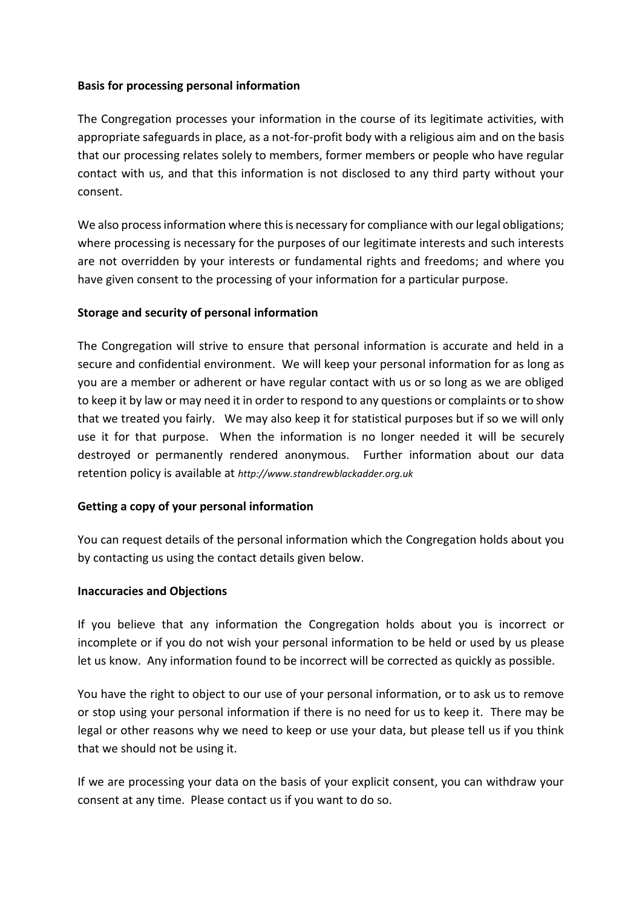**Basis for processing personal information**

The Congregation processes your information in the course of its legitimate activities, with appropriate safeguards in place, as a not-for-profit body with a religious aim and on the basis that our processing relates solely to members, former members or people who have regular contact with us, and that this information is not disclosed to any third party without your consent.

We also process information where this is necessary for compliance with our legal obligations; where processing is necessary for the purposes of our legitimate interests and such interests are not overridden by your interests or fundamental rights and freedoms; and where you have given consent to the processing of your information for a particular purpose.

**Storage and security of personal information**

The Congregation will strive to ensure that personal information is accurate and held in a secure and confidential environment. We will keep your personal information for as long as you are a member or adherent or have regular contact with us or so long as we are obliged to keep it by law or may need it in order to respond to any questions or complaints or to show that we treated you fairly. We may also keep it for statistical purposes but if so we will only use it for that purpose. When the information is no longer needed it will be securely destroyed or permanently rendered anonymous. Further information about our data retention policy is available at *http://www.standrewblackadder.org.uk*

**Getting a copy of your personal information**

You can request details of the personal information which the Congregation holds about you by contacting us using the contact details given below.

**Inaccuracies and Objections**

If you believe that any information the Congregation holds about you is incorrect or incomplete or if you do not wish your personal information to be held or used by us please let us know. Any information found to be incorrect will be corrected as quickly as possible.

You have the right to object to our use of your personal information, or to ask us to remove or stop using your personal information if there is no need for us to keep it. There may be legal or other reasons why we need to keep or use your data, but please tell us if you think that we should not be using it.

If we are processing your data on the basis of your explicit consent, you can withdraw your consent at any time. Please contact us if you want to do so.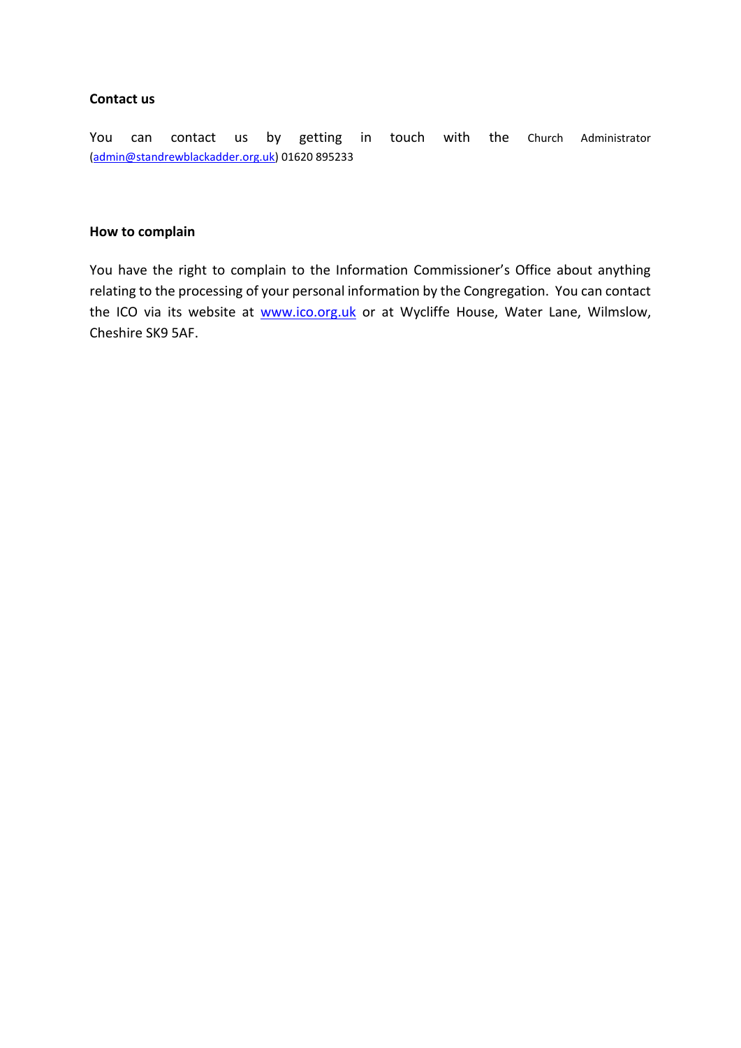**Contact us**

You can contact us by getting in touch with the Church Administrator (admin@standrewblackadder.org.uk) 01620 895233

**How to complain**

You have the right to complain to the Information Commissioner's Office about anything relating to the processing of your personal information by the Congregation. You can contact the ICO via its website at www.ico.org.uk or at Wycliffe House, Water Lane, Wilmslow, Cheshire SK9 5AF.